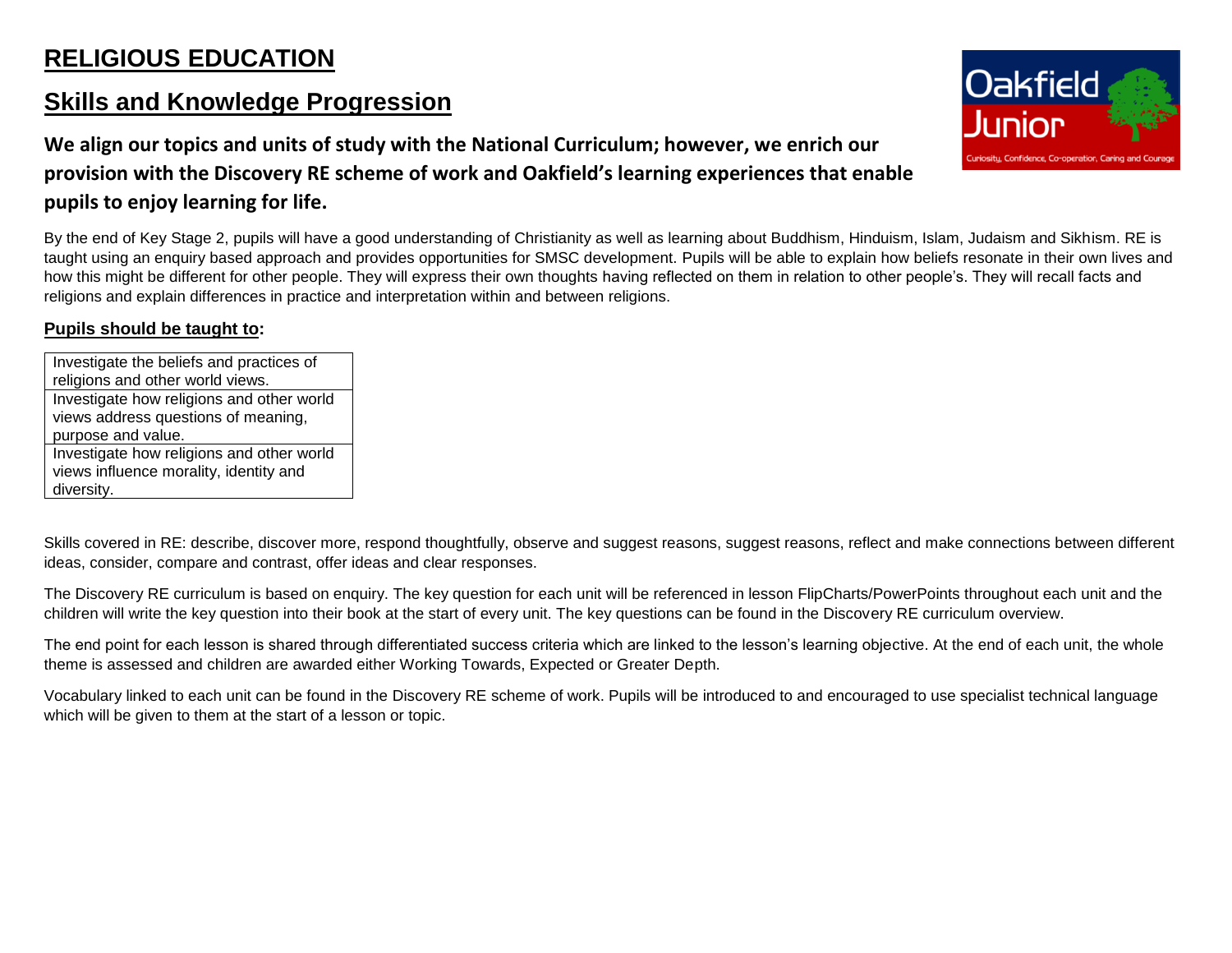# RELIGIOUS EDUCATION

## Skills and Knowledge Progression

### We align our topics and units of study with the National Curriculum; however, we enrich our provision with the Discovery RE scheme of work and Oakfield's learning experiences that enable pupils to enjoy learning for life.

By the end of Key Stage 2, pupils will have a good understanding of Christianity as well as learning about Buddhism, Hinduism, Islam, Judaism and Sikhism. RE is taught using an enquiry based approach and provides opportunities for SMSC development. Pupils will be able to explain how beliefs resonate in their own lives and how this might be different for other people. They will express their own thoughts having reflected on them in relation to other people's. They will recall facts and religions and explain differences in practice and interpretation within and between religions.

**Pupils should be taught to:**

| Investigate the beliefs and practices of religions and other world views. |
| --- |
| Investigate how religions and other world views address questions of meaning, purpose and value. |
| Investigate how religions and other world views influence morality, identity and diversity. |

Skills covered in RE: describe, discover more, respond thoughtfully, observe and suggest reasons, suggest reasons, reflect and make connections between different ideas, consider, compare and contrast, offer ideas and clear responses.

The Discovery RE curriculum is based on enquiry. The key question for each unit will be referenced in lesson FlipCharts/PowerPoints throughout each unit and the children will write the key question into their book at the start of every unit. The key questions can be found in the Discovery RE curriculum overview.

The end point for each lesson is shared through differentiated success criteria which are linked to the lesson's learning objective. At the end of each unit, the whole theme is assessed and children are awarded either Working Towards, Expected or Greater Depth.

Vocabulary linked to each unit can be found in the Discovery RE scheme of work. Pupils will be introduced to and encouraged to use specialist technical language which will be given to them at the start of a lesson or topic.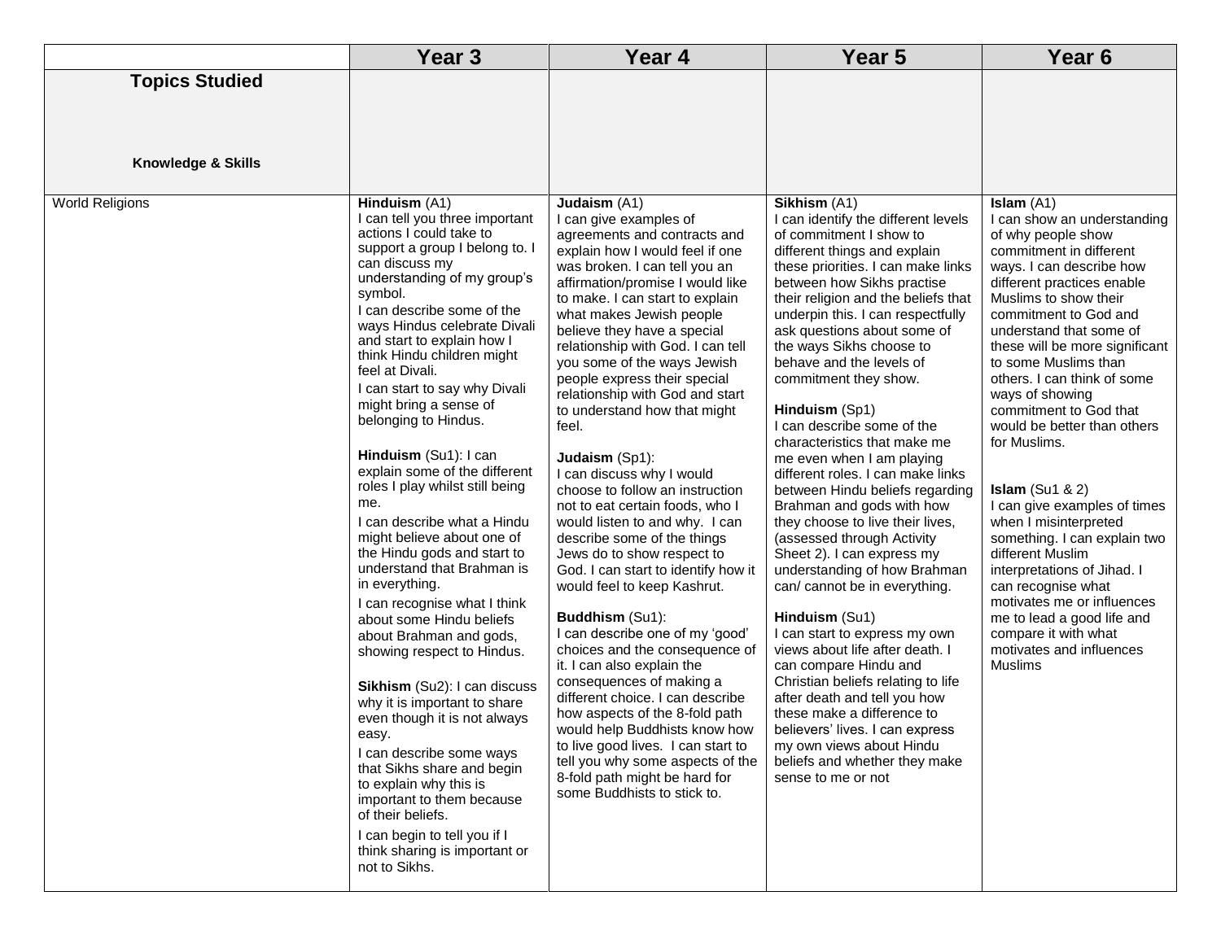| | Year 3 | Year 4 | Year 5 | Year 6 |
|---|---|---|---|---|
| **Topics Studied**<br><br>**Knowledge & Skills** | | | | |
| World Religions | **Hinduism** (A1)<br>I can tell you three important actions I could take to support a group I belong to. I can discuss my understanding of my group's symbol.<br>I can describe some of the ways Hindus celebrate Divali and start to explain how I think Hindu children might feel at Divali.<br>I can start to say why Divali might bring a sense of belonging to Hindus.<br><br>**Hinduism** (Su1): I can explain some of the different roles I play whilst still being me.<br>I can describe what a Hindu might believe about one of the Hindu gods and start to understand that Brahman is in everything.<br>I can recognise what I think about some Hindu beliefs about Brahman and gods, showing respect to Hindus.<br><br>**Sikhism** (Su2): I can discuss why it is important to share even though it is not always easy.<br>I can describe some ways that Sikhs share and begin to explain why this is important to them because of their beliefs.<br>I can begin to tell you if I think sharing is important or not to Sikhs. | **Judaism** (A1)<br>I can give examples of agreements and contracts and explain how I would feel if one was broken. I can tell you an affirmation/promise I would like to make. I can start to explain what makes Jewish people believe they have a special relationship with God. I can tell you some of the ways Jewish people express their special relationship with God and start to understand how that might feel.<br><br>**Judaism** (Sp1):<br>I can discuss why I would choose to follow an instruction not to eat certain foods, who I would listen to and why. I can describe some of the things Jews do to show respect to God. I can start to identify how it would feel to keep Kashrut.<br><br>**Buddhism** (Su1):<br>I can describe one of my 'good' choices and the consequence of it. I can also explain the consequences of making a different choice. I can describe how aspects of the 8-fold path would help Buddhists know how to live good lives. I can start to tell you why some aspects of the 8-fold path might be hard for some Buddhists to stick to. | **Sikhism** (A1)<br>I can identify the different levels of commitment I show to different things and explain these priorities. I can make links between how Sikhs practise their religion and the beliefs that underpin this. I can respectfully ask questions about some of the ways Sikhs choose to behave and the levels of commitment they show.<br><br>**Hinduism** (Sp1)<br>I can describe some of the characteristics that make me me even when I am playing different roles. I can make links between Hindu beliefs regarding Brahman and gods with how they choose to live their lives, (assessed through Activity Sheet 2). I can express my understanding of how Brahman can/ cannot be in everything.<br><br>**Hinduism** (Su1)<br>I can start to express my own views about life after death. I can compare Hindu and Christian beliefs relating to life after death and tell you how these make a difference to believers' lives. I can express my own views about Hindu beliefs and whether they make sense to me or not | **Islam** (A1)<br>I can show an understanding of why people show commitment in different ways. I can describe how different practices enable Muslims to show their commitment to God and understand that some of these will be more significant to some Muslims than others. I can think of some ways of showing commitment to God that would be better than others for Muslims.<br><br>**Islam** (Su1 & 2)<br>I can give examples of times when I misinterpreted something. I can explain two different Muslim interpretations of Jihad. I can recognise what motivates me or influences me to lead a good life and compare it with what motivates and influences Muslims |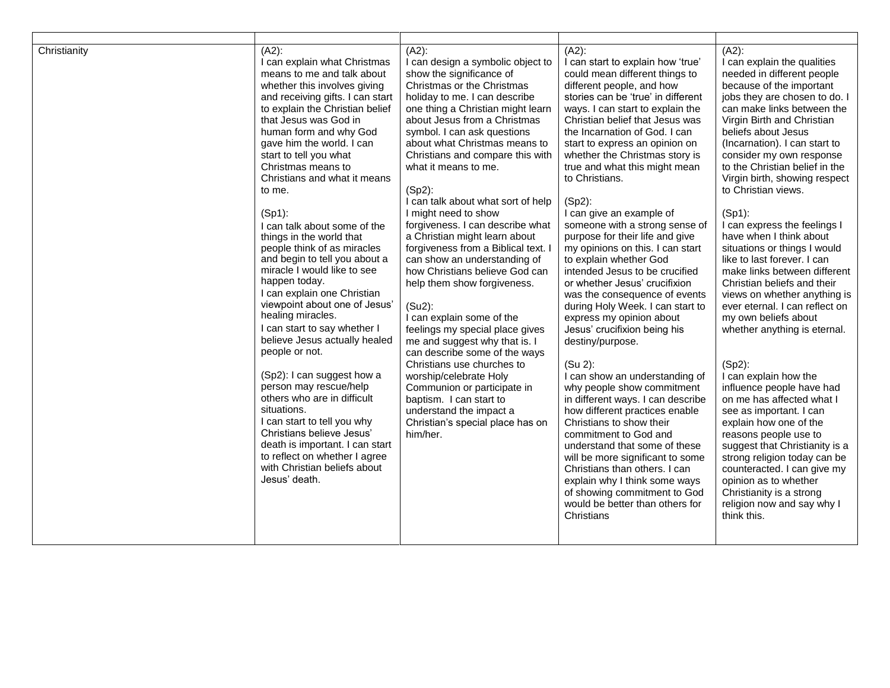| | | | | |
|---|---|---|---|---|
| Christianity | (A2):<br>I can explain what Christmas means to me and talk about whether this involves giving and receiving gifts. I can start to explain the Christian belief that Jesus was God in human form and why God gave him the world. I can start to tell you what Christmas means to Christians and what it means to me.<br><br>(Sp1):<br>I can talk about some of the things in the world that people think of as miracles and begin to tell you about a miracle I would like to see happen today.<br>I can explain one Christian viewpoint about one of Jesus' healing miracles.<br>I can start to say whether I believe Jesus actually healed people or not.<br><br>(Sp2): I can suggest how a person may rescue/help others who are in difficult situations.<br>I can start to tell you why Christians believe Jesus' death is important. I can start to reflect on whether I agree with Christian beliefs about Jesus' death. | (A2):<br>I can design a symbolic object to show the significance of Christmas or the Christmas holiday to me. I can describe one thing a Christian might learn about Jesus from a Christmas symbol. I can ask questions about what Christmas means to Christians and compare this with what it means to me.<br><br>(Sp2):<br>I can talk about what sort of help I might need to show forgiveness. I can describe what a Christian might learn about forgiveness from a Biblical text. I can show an understanding of how Christians believe God can help them show forgiveness.<br><br>(Su2):<br>I can explain some of the feelings my special place gives me and suggest why that is. I can describe some of the ways Christians use churches to worship/celebrate Holy Communion or participate in baptism. I can start to understand the impact a Christian's special place has on him/her. | (A2):<br>I can start to explain how 'true' could mean different things to different people, and how stories can be 'true' in different ways. I can start to explain the Christian belief that Jesus was the Incarnation of God. I can start to express an opinion on whether the Christmas story is true and what this might mean to Christians.<br><br>(Sp2):<br>I can give an example of someone with a strong sense of purpose for their life and give my opinions on this. I can start to explain whether God intended Jesus to be crucified or whether Jesus' crucifixion was the consequence of events during Holy Week. I can start to express my opinion about Jesus' crucifixion being his destiny/purpose.<br><br>(Su 2):<br>I can show an understanding of why people show commitment in different ways. I can describe how different practices enable Christians to show their commitment to God and understand that some of these will be more significant to some Christians than others. I can explain why I think some ways of showing commitment to God would be better than others for Christians | (A2):<br>I can explain the qualities needed in different people because of the important jobs they are chosen to do. I can make links between the Virgin Birth and Christian beliefs about Jesus (Incarnation). I can start to consider my own response to the Christian belief in the Virgin birth, showing respect to Christian views.<br><br>(Sp1):<br>I can express the feelings I have when I think about situations or things I would like to last forever. I can make links between different Christian beliefs and their views on whether anything is ever eternal. I can reflect on my own beliefs about whether anything is eternal.<br><br>(Sp2):<br>I can explain how the influence people have had on me has affected what I see as important. I can explain how one of the reasons people use to suggest that Christianity is a strong religion today can be counteracted. I can give my opinion as to whether Christianity is a strong religion now and say why I think this. |